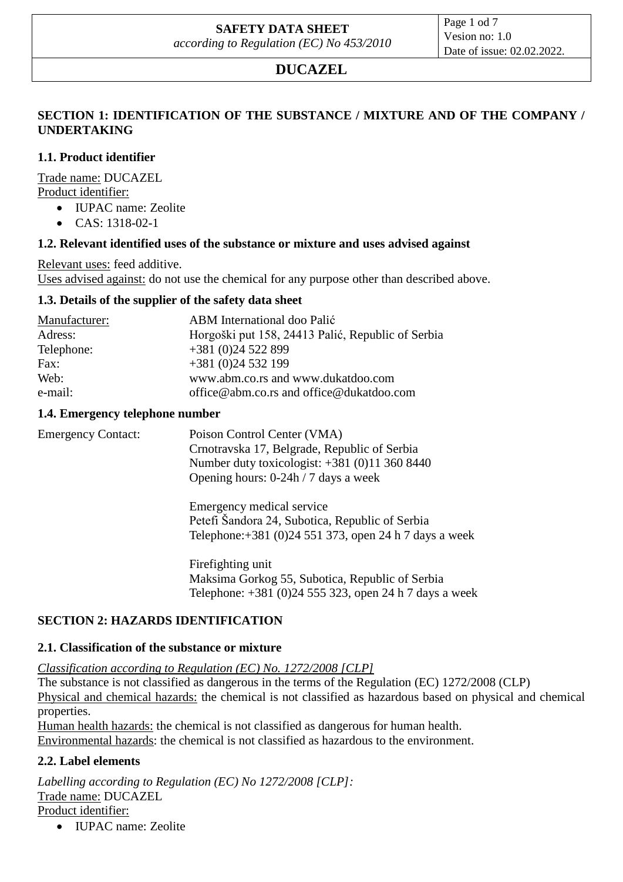# SAFETY DATA SHEET

*according to Regulation (EC) No 453/2010*

Vesion no: 1.0
Date of issue: 02.02.2022.

# DUCAZEL

## SECTION 1: IDENTIFICATION OF THE SUBSTANCE / MIXTURE AND OF THE COMPANY / UNDERTAKING

### 1.1. Product identifier

Trade name: DUCAZEL
Product identifier:

- IUPAC name: Zeolite
- CAS: 1318-02-1

### 1.2. Relevant identified uses of the substance or mixture and uses advised against

Relevant uses: feed additive.
Uses advised against: do not use the chemical for any purpose other than described above.

### 1.3. Details of the supplier of the safety data sheet

| | |
|---|---|
| Manufacturer: | ABM International doo Palić |
| Adress: | Horgoški put 158, 24413 Palić, Republic of Serbia |
| Telephone: | +381 (0)24 522 899 |
| Fax: | +381 (0)24 532 199 |
| Web: | www.abm.co.rs and www.dukatdoo.com |
| e-mail: | office@abm.co.rs and office@dukatdoo.com |

### 1.4. Emergency telephone number

Emergency Contact:

Poison Control Center (VMA)
Crnotravska 17, Belgrade, Republic of Serbia
Number duty toxicologist: +381 (0)11 360 8440
Opening hours: 0-24h / 7 days a week

Emergency medical service
Petefi Šandora 24, Subotica, Republic of Serbia
Telephone:+381 (0)24 551 373, open 24 h 7 days a week

Firefighting unit
Maksima Gorkog 55, Subotica, Republic of Serbia
Telephone: +381 (0)24 555 323, open 24 h 7 days a week

## SECTION 2: HAZARDS IDENTIFICATION

### 2.1. Classification of the substance or mixture

*Classification according to Regulation (EC) No. 1272/2008 [CLP]*
The substance is not classified as dangerous in the terms of the Regulation (EC) 1272/2008 (CLP)
Physical and chemical hazards: the chemical is not classified as hazardous based on physical and chemical properties.
Human health hazards: the chemical is not classified as dangerous for human health.
Environmental hazards: the chemical is not classified as hazardous to the environment.

### 2.2. Label elements

*Labelling according to Regulation (EC) No 1272/2008 [CLP]:*
Trade name: DUCAZEL
Product identifier:

- IUPAC name: Zeolite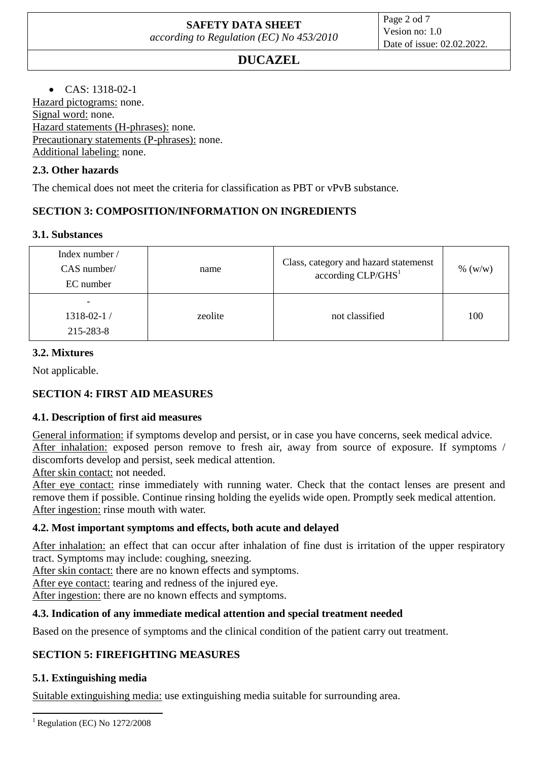- CAS: 1318-02-1

Hazard pictograms: none.
Signal word: none.
Hazard statements (H-phrases): none.
Precautionary statements (P-phrases): none.
Additional labeling: none.

### 2.3. Other hazards

The chemical does not meet the criteria for classification as PBT or vPvB substance.

## SECTION 3: COMPOSITION/INFORMATION ON INGREDIENTS

### 3.1. Substances

| Index number / CAS number/ EC number | name | Class, category and hazard statemenst according CLP/GHS[1] | % (w/w) |
|---|---|---|---|
| - 1318-02-1 / 215-283-8 | zeolite | not classified | 100 |

### 3.2. Mixtures

Not applicable.

## SECTION 4: FIRST AID MEASURES

### 4.1. Description of first aid measures

General information: if symptoms develop and persist, or in case you have concerns, seek medical advice.
After inhalation: exposed person remove to fresh air, away from source of exposure. If symptoms / discomforts develop and persist, seek medical attention.
After skin contact: not needed.
After eye contact: rinse immediately with running water. Check that the contact lenses are present and remove them if possible. Continue rinsing holding the eyelids wide open. Promptly seek medical attention.
After ingestion: rinse mouth with water.

### 4.2. Most important symptoms and effects, both acute and delayed

After inhalation: an effect that can occur after inhalation of fine dust is irritation of the upper respiratory tract. Symptoms may include: coughing, sneezing.
After skin contact: there are no known effects and symptoms.
After eye contact: tearing and redness of the injured eye.
After ingestion: there are no known effects and symptoms.

### 4.3. Indication of any immediate medical attention and special treatment needed

Based on the presence of symptoms and the clinical condition of the patient carry out treatment.

## SECTION 5: FIREFIGHTING MEASURES

### 5.1. Extinguishing media

Suitable extinguishing media: use extinguishing media suitable for surrounding area.

[1] Regulation (EC) No 1272/2008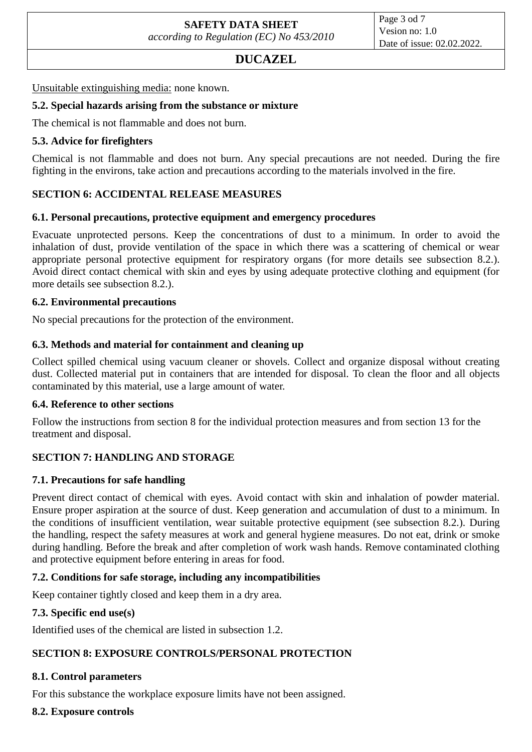Unsuitable extinguishing media: none known.

### 5.2. Special hazards arising from the substance or mixture

The chemical is not flammable and does not burn.

### 5.3. Advice for firefighters

Chemical is not flammable and does not burn. Any special precautions are not needed. During the fire fighting in the environs, take action and precautions according to the materials involved in the fire.

## SECTION 6: ACCIDENTAL RELEASE MEASURES

### 6.1. Personal precautions, protective equipment and emergency procedures

Evacuate unprotected persons. Keep the concentrations of dust to a minimum. In order to avoid the inhalation of dust, provide ventilation of the space in which there was a scattering of chemical or wear appropriate personal protective equipment for respiratory organs (for more details see subsection 8.2.). Avoid direct contact chemical with skin and eyes by using adequate protective clothing and equipment (for more details see subsection 8.2.).

### 6.2. Environmental precautions

No special precautions for the protection of the environment.

### 6.3. Methods and material for containment and cleaning up

Collect spilled chemical using vacuum cleaner or shovels. Collect and organize disposal without creating dust. Collected material put in containers that are intended for disposal. To clean the floor and all objects contaminated by this material, use a large amount of water.

### 6.4. Reference to other sections

Follow the instructions from section 8 for the individual protection measures and from section 13 for the treatment and disposal.

## SECTION 7: HANDLING AND STORAGE

### 7.1. Precautions for safe handling

Prevent direct contact of chemical with eyes. Avoid contact with skin and inhalation of powder material. Ensure proper aspiration at the source of dust. Keep generation and accumulation of dust to a minimum. In the conditions of insufficient ventilation, wear suitable protective equipment (see subsection 8.2.). During the handling, respect the safety measures at work and general hygiene measures. Do not eat, drink or smoke during handling. Before the break and after completion of work wash hands. Remove contaminated clothing and protective equipment before entering in areas for food.

### 7.2. Conditions for safe storage, including any incompatibilities

Keep container tightly closed and keep them in a dry area.

### 7.3. Specific end use(s)

Identified uses of the chemical are listed in subsection 1.2.

## SECTION 8: EXPOSURE CONTROLS/PERSONAL PROTECTION

### 8.1. Control parameters

For this substance the workplace exposure limits have not been assigned.

### 8.2. Exposure controls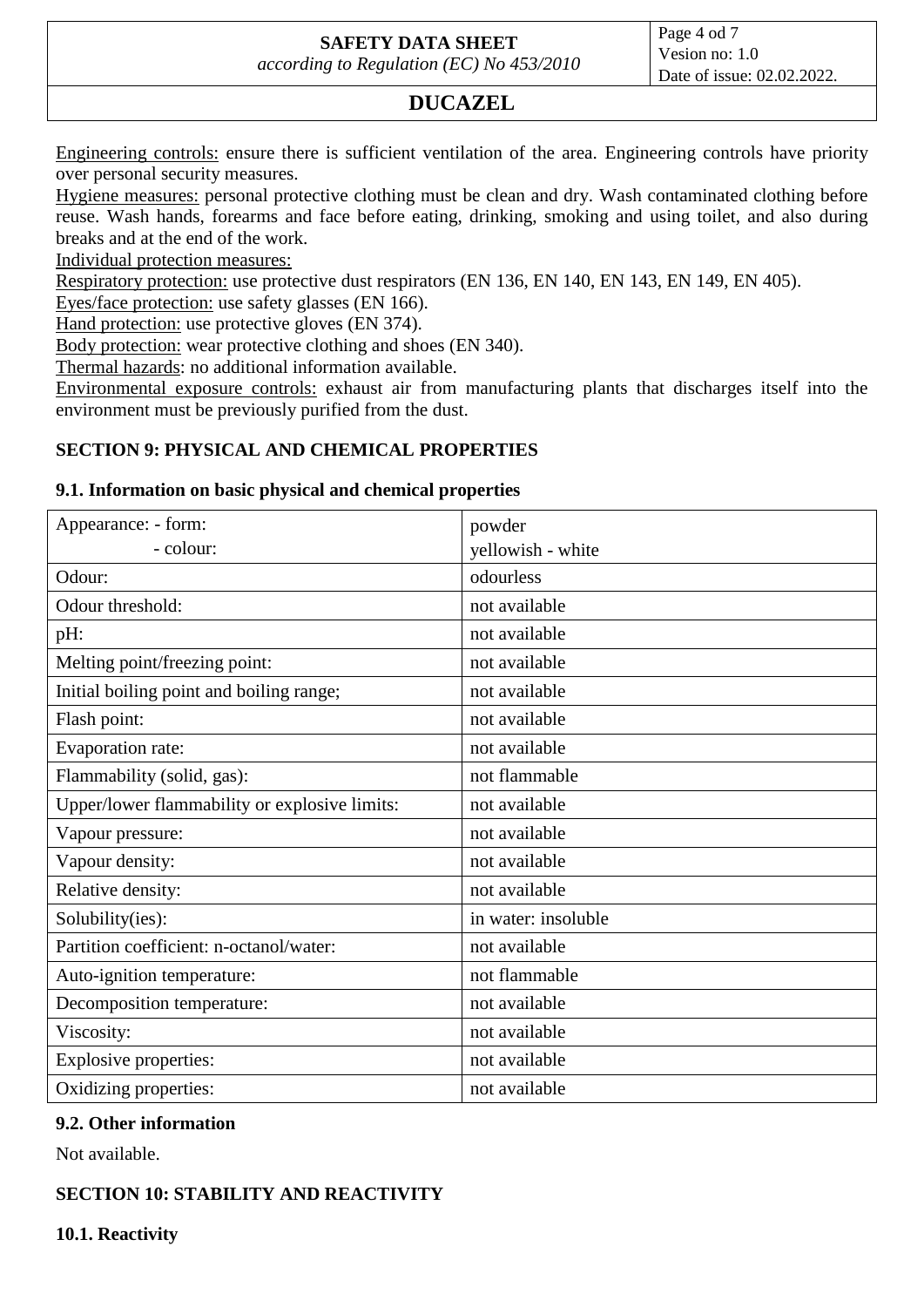Engineering controls: ensure there is sufficient ventilation of the area. Engineering controls have priority over personal security measures.

Hygiene measures: personal protective clothing must be clean and dry. Wash contaminated clothing before reuse. Wash hands, forearms and face before eating, drinking, smoking and using toilet, and also during breaks and at the end of the work.

Individual protection measures:

Respiratory protection: use protective dust respirators (EN 136, EN 140, EN 143, EN 149, EN 405).

Eyes/face protection: use safety glasses (EN 166).

Hand protection: use protective gloves (EN 374).

Body protection: wear protective clothing and shoes (EN 340).

Thermal hazards: no additional information available.

Environmental exposure controls: exhaust air from manufacturing plants that discharges itself into the environment must be previously purified from the dust.

## SECTION 9: PHYSICAL AND CHEMICAL PROPERTIES

### 9.1. Information on basic physical and chemical properties

| Property | Value |
|---|---|
| Appearance: - form:<br>- colour: | powder<br>yellowish - white |
| Odour: | odourless |
| Odour threshold: | not available |
| pH: | not available |
| Melting point/freezing point: | not available |
| Initial boiling point and boiling range; | not available |
| Flash point: | not available |
| Evaporation rate: | not available |
| Flammability (solid, gas): | not flammable |
| Upper/lower flammability or explosive limits: | not available |
| Vapour pressure: | not available |
| Vapour density: | not available |
| Relative density: | not available |
| Solubility(ies): | in water: insoluble |
| Partition coefficient: n-octanol/water: | not available |
| Auto-ignition temperature: | not flammable |
| Decomposition temperature: | not available |
| Viscosity: | not available |
| Explosive properties: | not available |
| Oxidizing properties: | not available |

### 9.2. Other information

Not available.

## SECTION 10: STABILITY AND REACTIVITY

### 10.1. Reactivity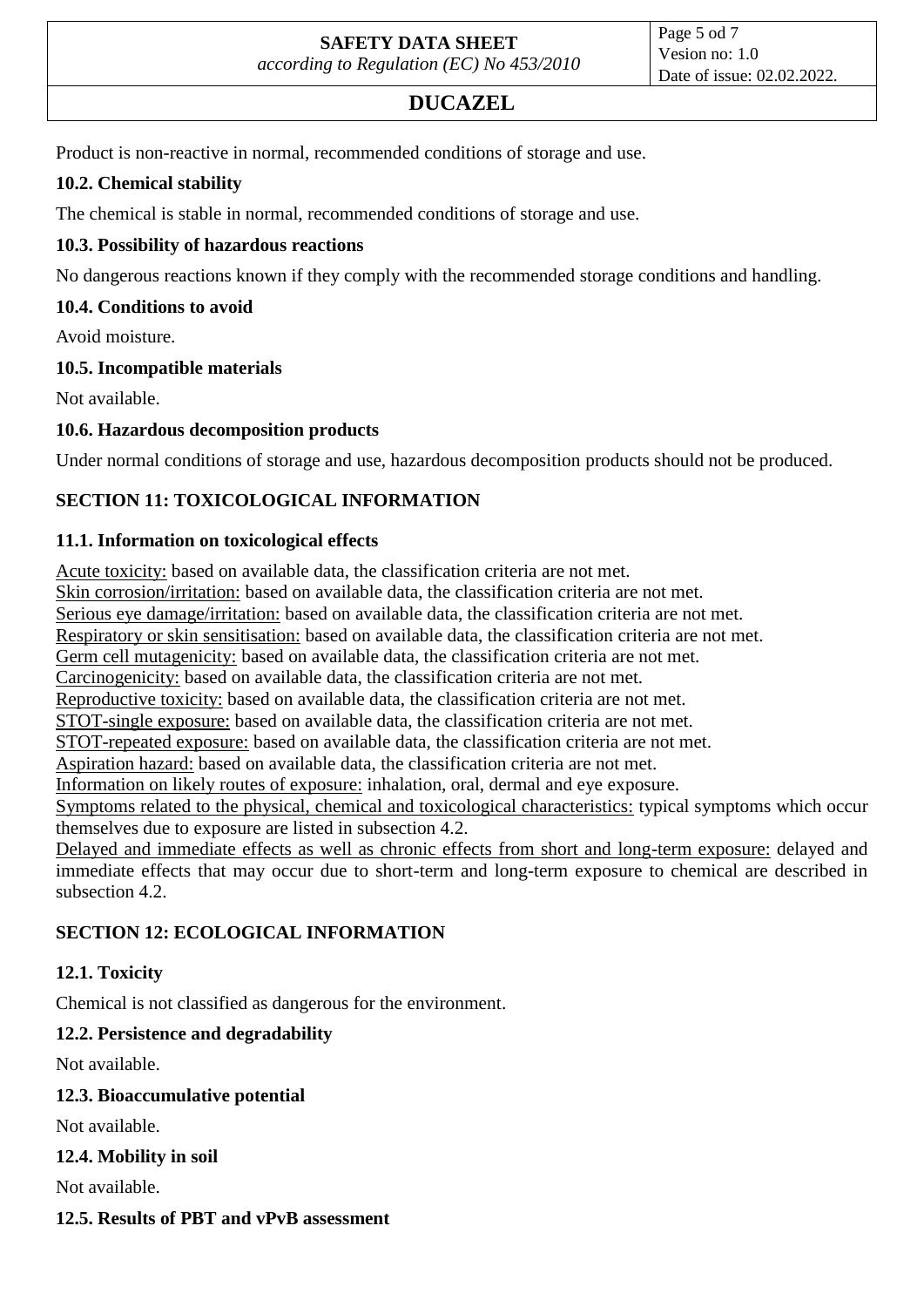Product is non-reactive in normal, recommended conditions of storage and use.

### 10.2. Chemical stability

The chemical is stable in normal, recommended conditions of storage and use.

### 10.3. Possibility of hazardous reactions

No dangerous reactions known if they comply with the recommended storage conditions and handling.

### 10.4. Conditions to avoid

Avoid moisture.

### 10.5. Incompatible materials

Not available.

### 10.6. Hazardous decomposition products

Under normal conditions of storage and use, hazardous decomposition products should not be produced.

## SECTION 11: TOXICOLOGICAL INFORMATION

### 11.1. Information on toxicological effects

Acute toxicity: based on available data, the classification criteria are not met.
Skin corrosion/irritation: based on available data, the classification criteria are not met.
Serious eye damage/irritation: based on available data, the classification criteria are not met.
Respiratory or skin sensitisation: based on available data, the classification criteria are not met.
Germ cell mutagenicity: based on available data, the classification criteria are not met.
Carcinogenicity: based on available data, the classification criteria are not met.
Reproductive toxicity: based on available data, the classification criteria are not met.
STOT-single exposure: based on available data, the classification criteria are not met.
STOT-repeated exposure: based on available data, the classification criteria are not met.
Aspiration hazard: based on available data, the classification criteria are not met.
Information on likely routes of exposure: inhalation, oral, dermal and eye exposure.
Symptoms related to the physical, chemical and toxicological characteristics: typical symptoms which occur themselves due to exposure are listed in subsection 4.2.
Delayed and immediate effects as well as chronic effects from short and long-term exposure: delayed and immediate effects that may occur due to short-term and long-term exposure to chemical are described in subsection 4.2.

## SECTION 12: ECOLOGICAL INFORMATION

### 12.1. Toxicity

Chemical is not classified as dangerous for the environment.

### 12.2. Persistence and degradability

Not available.

### 12.3. Bioaccumulative potential

Not available.

### 12.4. Mobility in soil

Not available.

### 12.5. Results of PBT and vPvB assessment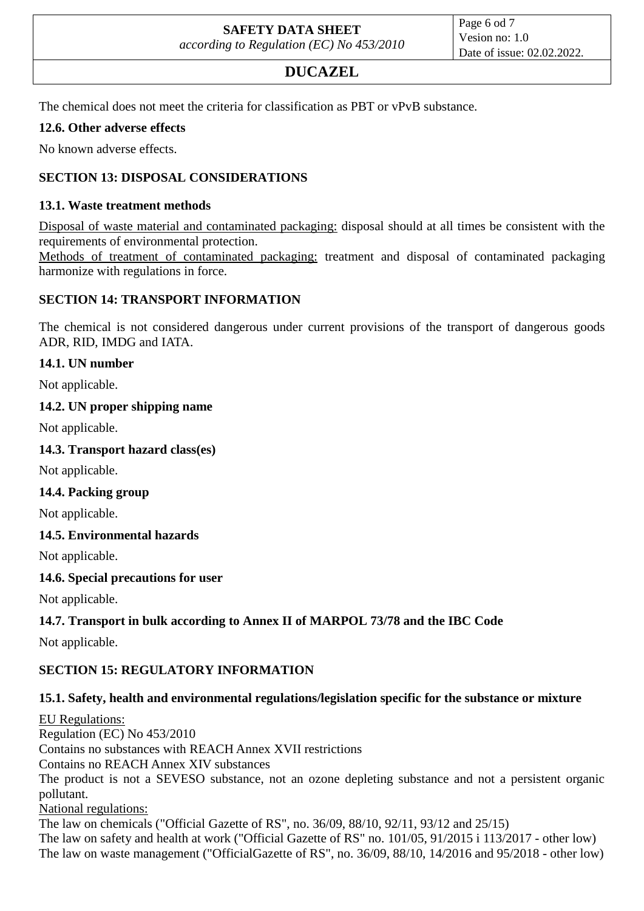The chemical does not meet the criteria for classification as PBT or vPvB substance.

### 12.6. Other adverse effects

No known adverse effects.

## SECTION 13: DISPOSAL CONSIDERATIONS

### 13.1. Waste treatment methods

Disposal of waste material and contaminated packaging: disposal should at all times be consistent with the requirements of environmental protection.
Methods of treatment of contaminated packaging: treatment and disposal of contaminated packaging harmonize with regulations in force.

## SECTION 14: TRANSPORT INFORMATION

The chemical is not considered dangerous under current provisions of the transport of dangerous goods ADR, RID, IMDG and IATA.

### 14.1. UN number

Not applicable.

### 14.2. UN proper shipping name

Not applicable.

### 14.3. Transport hazard class(es)

Not applicable.

### 14.4. Packing group

Not applicable.

### 14.5. Environmental hazards

Not applicable.

### 14.6. Special precautions for user

Not applicable.

### 14.7. Transport in bulk according to Annex II of MARPOL 73/78 and the IBC Code

Not applicable.

## SECTION 15: REGULATORY INFORMATION

### 15.1. Safety, health and environmental regulations/legislation specific for the substance or mixture

EU Regulations:
Regulation (EC) No 453/2010
Contains no substances with REACH Annex XVII restrictions
Contains no REACH Annex XIV substances
The product is not a SEVESO substance, not an ozone depleting substance and not a persistent organic pollutant.
National regulations:
The law on chemicals ("Official Gazette of RS", no. 36/09, 88/10, 92/11, 93/12 and 25/15)
The law on safety and health at work ("Official Gazette of RS" no. 101/05, 91/2015 i 113/2017 - other low)
The law on waste management ("OfficialGazette of RS", no. 36/09, 88/10, 14/2016 and 95/2018 - other low)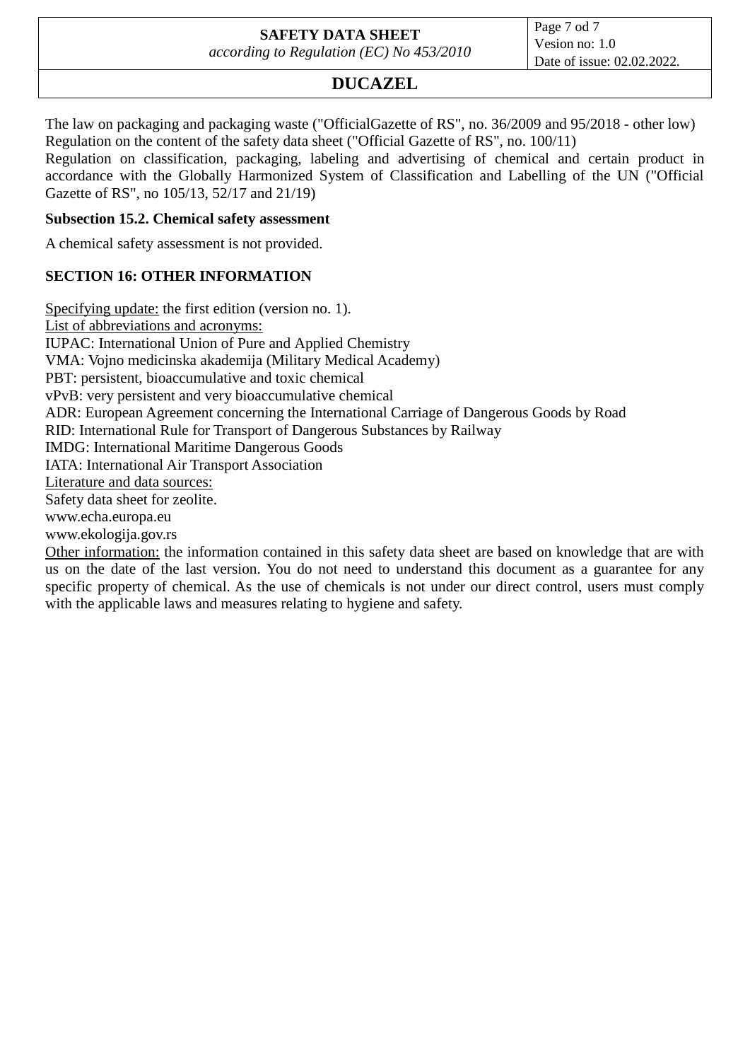The law on packaging and packaging waste ("OfficialGazette of RS", no. 36/2009 and 95/2018 - other low)
Regulation on the content of the safety data sheet ("Official Gazette of RS", no. 100/11)
Regulation on classification, packaging, labeling and advertising of chemical and certain product in accordance with the Globally Harmonized System of Classification and Labelling of the UN ("Official Gazette of RS", no 105/13, 52/17 and 21/19)

**Subsection 15.2. Chemical safety assessment**

A chemical safety assessment is not provided.

## SECTION 16: OTHER INFORMATION

Specifying update: the first edition (version no. 1).
List of abbreviations and acronyms:
IUPAC: International Union of Pure and Applied Chemistry
VMA: Vojno medicinska akademija (Military Medical Academy)
PBT: persistent, bioaccumulative and toxic chemical
vPvB: very persistent and very bioaccumulative chemical
ADR: European Agreement concerning the International Carriage of Dangerous Goods by Road
RID: International Rule for Transport of Dangerous Substances by Railway
IMDG: International Maritime Dangerous Goods
IATA: International Air Transport Association
Literature and data sources:
Safety data sheet for zeolite.
www.echa.europa.eu
www.ekologija.gov.rs
Other information: the information contained in this safety data sheet are based on knowledge that are with us on the date of the last version. You do not need to understand this document as a guarantee for any specific property of chemical. As the use of chemicals is not under our direct control, users must comply with the applicable laws and measures relating to hygiene and safety.